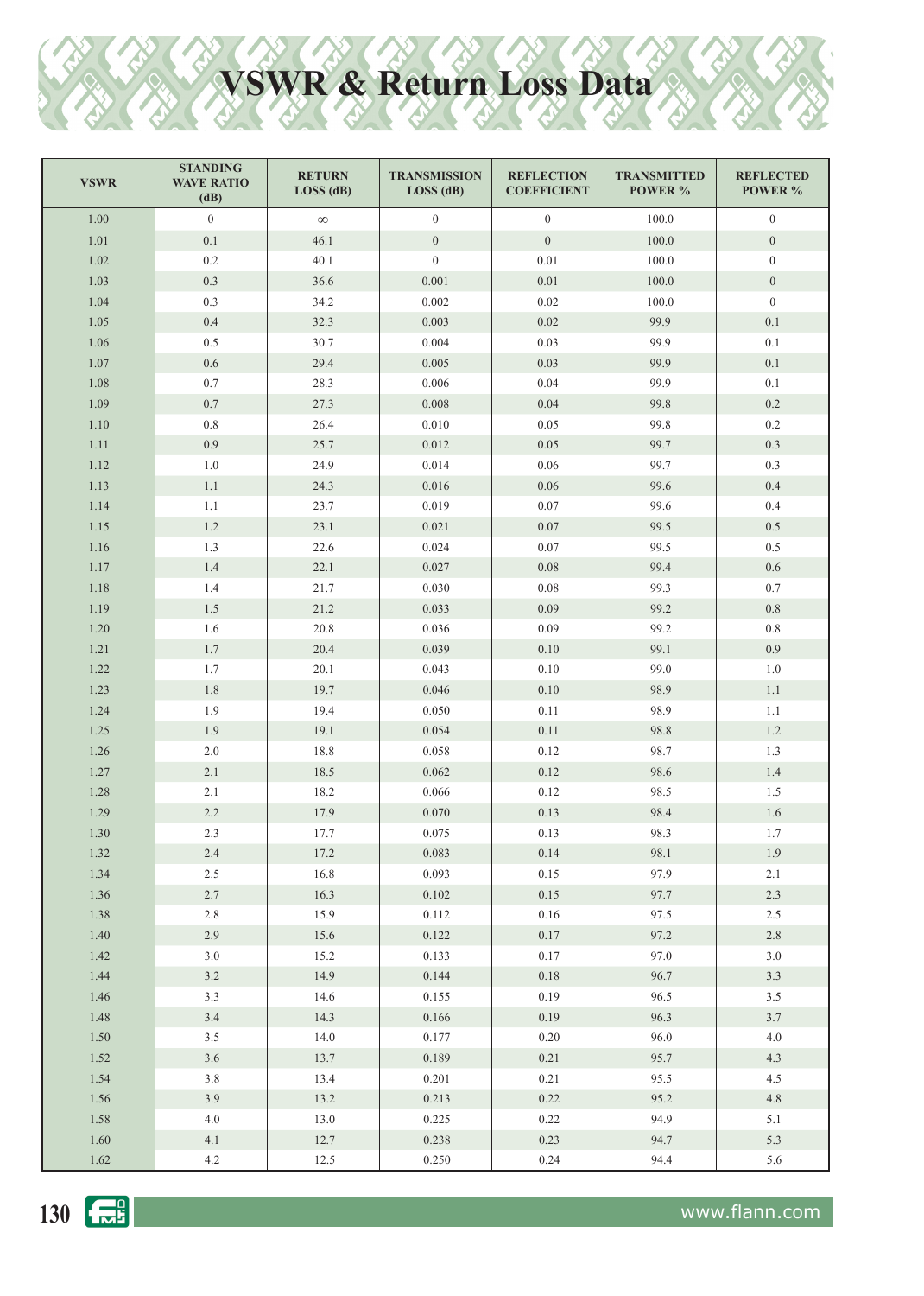# VSWR & Return Loss Data

| VSWR | STANDING WAVE RATIO (dB) | RETURN LOSS (dB) | TRANSMISSION LOSS (dB) | REFLECTION COEFFICIENT | TRANSMITTED POWER % | REFLECTED POWER % |
|---|---|---|---|---|---|---|
| 1.00 | 0 | ∞ | 0 | 0 | 100.0 | 0 |
| 1.01 | 0.1 | 46.1 | 0 | 0 | 100.0 | 0 |
| 1.02 | 0.2 | 40.1 | 0 | 0.01 | 100.0 | 0 |
| 1.03 | 0.3 | 36.6 | 0.001 | 0.01 | 100.0 | 0 |
| 1.04 | 0.3 | 34.2 | 0.002 | 0.02 | 100.0 | 0 |
| 1.05 | 0.4 | 32.3 | 0.003 | 0.02 | 99.9 | 0.1 |
| 1.06 | 0.5 | 30.7 | 0.004 | 0.03 | 99.9 | 0.1 |
| 1.07 | 0.6 | 29.4 | 0.005 | 0.03 | 99.9 | 0.1 |
| 1.08 | 0.7 | 28.3 | 0.006 | 0.04 | 99.9 | 0.1 |
| 1.09 | 0.7 | 27.3 | 0.008 | 0.04 | 99.8 | 0.2 |
| 1.10 | 0.8 | 26.4 | 0.010 | 0.05 | 99.8 | 0.2 |
| 1.11 | 0.9 | 25.7 | 0.012 | 0.05 | 99.7 | 0.3 |
| 1.12 | 1.0 | 24.9 | 0.014 | 0.06 | 99.7 | 0.3 |
| 1.13 | 1.1 | 24.3 | 0.016 | 0.06 | 99.6 | 0.4 |
| 1.14 | 1.1 | 23.7 | 0.019 | 0.07 | 99.6 | 0.4 |
| 1.15 | 1.2 | 23.1 | 0.021 | 0.07 | 99.5 | 0.5 |
| 1.16 | 1.3 | 22.6 | 0.024 | 0.07 | 99.5 | 0.5 |
| 1.17 | 1.4 | 22.1 | 0.027 | 0.08 | 99.4 | 0.6 |
| 1.18 | 1.4 | 21.7 | 0.030 | 0.08 | 99.3 | 0.7 |
| 1.19 | 1.5 | 21.2 | 0.033 | 0.09 | 99.2 | 0.8 |
| 1.20 | 1.6 | 20.8 | 0.036 | 0.09 | 99.2 | 0.8 |
| 1.21 | 1.7 | 20.4 | 0.039 | 0.10 | 99.1 | 0.9 |
| 1.22 | 1.7 | 20.1 | 0.043 | 0.10 | 99.0 | 1.0 |
| 1.23 | 1.8 | 19.7 | 0.046 | 0.10 | 98.9 | 1.1 |
| 1.24 | 1.9 | 19.4 | 0.050 | 0.11 | 98.9 | 1.1 |
| 1.25 | 1.9 | 19.1 | 0.054 | 0.11 | 98.8 | 1.2 |
| 1.26 | 2.0 | 18.8 | 0.058 | 0.12 | 98.7 | 1.3 |
| 1.27 | 2.1 | 18.5 | 0.062 | 0.12 | 98.6 | 1.4 |
| 1.28 | 2.1 | 18.2 | 0.066 | 0.12 | 98.5 | 1.5 |
| 1.29 | 2.2 | 17.9 | 0.070 | 0.13 | 98.4 | 1.6 |
| 1.30 | 2.3 | 17.7 | 0.075 | 0.13 | 98.3 | 1.7 |
| 1.32 | 2.4 | 17.2 | 0.083 | 0.14 | 98.1 | 1.9 |
| 1.34 | 2.5 | 16.8 | 0.093 | 0.15 | 97.9 | 2.1 |
| 1.36 | 2.7 | 16.3 | 0.102 | 0.15 | 97.7 | 2.3 |
| 1.38 | 2.8 | 15.9 | 0.112 | 0.16 | 97.5 | 2.5 |
| 1.40 | 2.9 | 15.6 | 0.122 | 0.17 | 97.2 | 2.8 |
| 1.42 | 3.0 | 15.2 | 0.133 | 0.17 | 97.0 | 3.0 |
| 1.44 | 3.2 | 14.9 | 0.144 | 0.18 | 96.7 | 3.3 |
| 1.46 | 3.3 | 14.6 | 0.155 | 0.19 | 96.5 | 3.5 |
| 1.48 | 3.4 | 14.3 | 0.166 | 0.19 | 96.3 | 3.7 |
| 1.50 | 3.5 | 14.0 | 0.177 | 0.20 | 96.0 | 4.0 |
| 1.52 | 3.6 | 13.7 | 0.189 | 0.21 | 95.7 | 4.3 |
| 1.54 | 3.8 | 13.4 | 0.201 | 0.21 | 95.5 | 4.5 |
| 1.56 | 3.9 | 13.2 | 0.213 | 0.22 | 95.2 | 4.8 |
| 1.58 | 4.0 | 13.0 | 0.225 | 0.22 | 94.9 | 5.1 |
| 1.60 | 4.1 | 12.7 | 0.238 | 0.23 | 94.7 | 5.3 |
| 1.62 | 4.2 | 12.5 | 0.250 | 0.24 | 94.4 | 5.6 |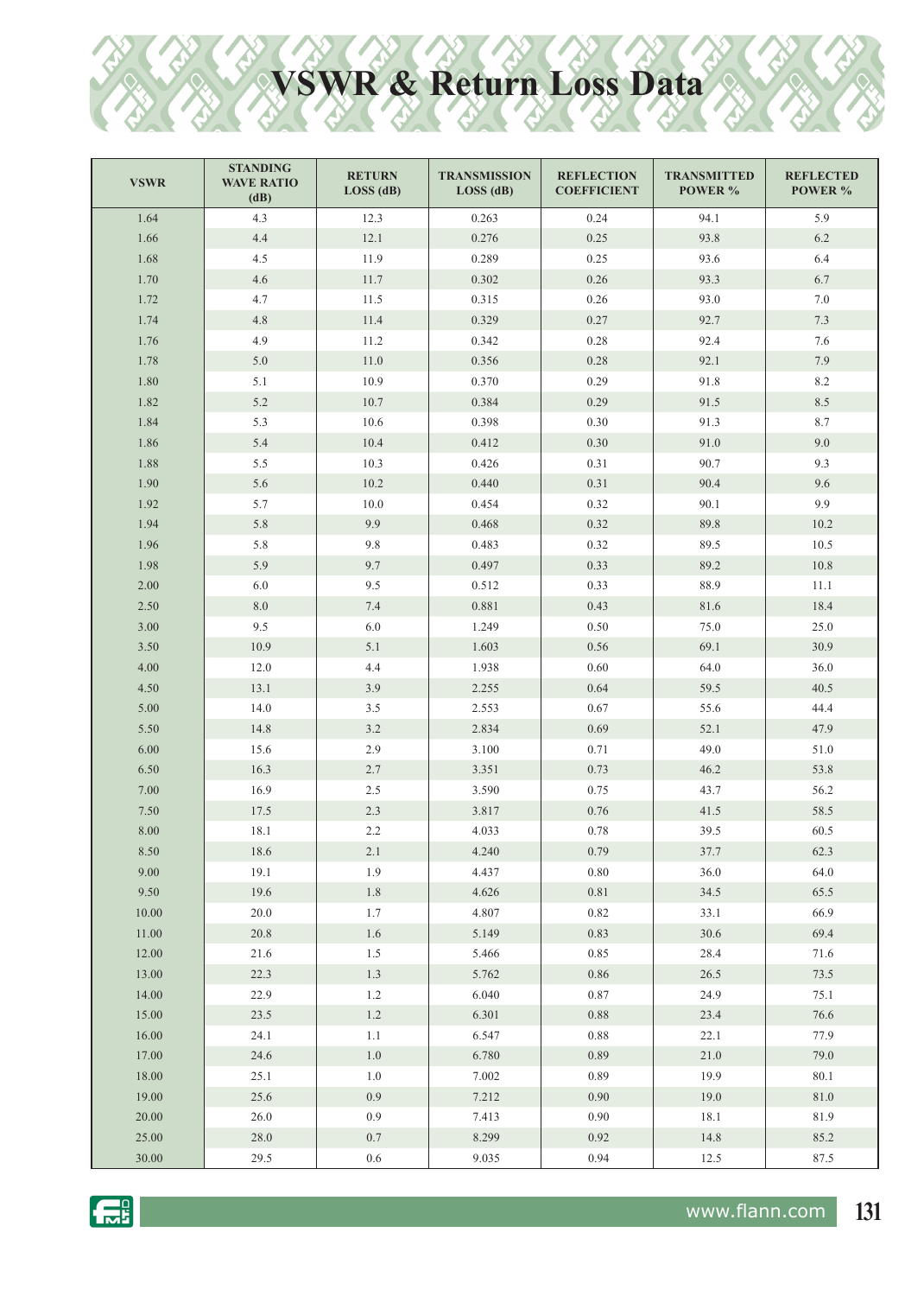# VSWR & Return Loss Data

| VSWR | STANDING WAVE RATIO (dB) | RETURN LOSS (dB) | TRANSMISSION LOSS (dB) | REFLECTION COEFFICIENT | TRANSMITTED POWER % | REFLECTED POWER % |
|---|---|---|---|---|---|---|
| 1.64 | 4.3 | 12.3 | 0.263 | 0.24 | 94.1 | 5.9 |
| 1.66 | 4.4 | 12.1 | 0.276 | 0.25 | 93.8 | 6.2 |
| 1.68 | 4.5 | 11.9 | 0.289 | 0.25 | 93.6 | 6.4 |
| 1.70 | 4.6 | 11.7 | 0.302 | 0.26 | 93.3 | 6.7 |
| 1.72 | 4.7 | 11.5 | 0.315 | 0.26 | 93.0 | 7.0 |
| 1.74 | 4.8 | 11.4 | 0.329 | 0.27 | 92.7 | 7.3 |
| 1.76 | 4.9 | 11.2 | 0.342 | 0.28 | 92.4 | 7.6 |
| 1.78 | 5.0 | 11.0 | 0.356 | 0.28 | 92.1 | 7.9 |
| 1.80 | 5.1 | 10.9 | 0.370 | 0.29 | 91.8 | 8.2 |
| 1.82 | 5.2 | 10.7 | 0.384 | 0.29 | 91.5 | 8.5 |
| 1.84 | 5.3 | 10.6 | 0.398 | 0.30 | 91.3 | 8.7 |
| 1.86 | 5.4 | 10.4 | 0.412 | 0.30 | 91.0 | 9.0 |
| 1.88 | 5.5 | 10.3 | 0.426 | 0.31 | 90.7 | 9.3 |
| 1.90 | 5.6 | 10.2 | 0.440 | 0.31 | 90.4 | 9.6 |
| 1.92 | 5.7 | 10.0 | 0.454 | 0.32 | 90.1 | 9.9 |
| 1.94 | 5.8 | 9.9 | 0.468 | 0.32 | 89.8 | 10.2 |
| 1.96 | 5.8 | 9.8 | 0.483 | 0.32 | 89.5 | 10.5 |
| 1.98 | 5.9 | 9.7 | 0.497 | 0.33 | 89.2 | 10.8 |
| 2.00 | 6.0 | 9.5 | 0.512 | 0.33 | 88.9 | 11.1 |
| 2.50 | 8.0 | 7.4 | 0.881 | 0.43 | 81.6 | 18.4 |
| 3.00 | 9.5 | 6.0 | 1.249 | 0.50 | 75.0 | 25.0 |
| 3.50 | 10.9 | 5.1 | 1.603 | 0.56 | 69.1 | 30.9 |
| 4.00 | 12.0 | 4.4 | 1.938 | 0.60 | 64.0 | 36.0 |
| 4.50 | 13.1 | 3.9 | 2.255 | 0.64 | 59.5 | 40.5 |
| 5.00 | 14.0 | 3.5 | 2.553 | 0.67 | 55.6 | 44.4 |
| 5.50 | 14.8 | 3.2 | 2.834 | 0.69 | 52.1 | 47.9 |
| 6.00 | 15.6 | 2.9 | 3.100 | 0.71 | 49.0 | 51.0 |
| 6.50 | 16.3 | 2.7 | 3.351 | 0.73 | 46.2 | 53.8 |
| 7.00 | 16.9 | 2.5 | 3.590 | 0.75 | 43.7 | 56.2 |
| 7.50 | 17.5 | 2.3 | 3.817 | 0.76 | 41.5 | 58.5 |
| 8.00 | 18.1 | 2.2 | 4.033 | 0.78 | 39.5 | 60.5 |
| 8.50 | 18.6 | 2.1 | 4.240 | 0.79 | 37.7 | 62.3 |
| 9.00 | 19.1 | 1.9 | 4.437 | 0.80 | 36.0 | 64.0 |
| 9.50 | 19.6 | 1.8 | 4.626 | 0.81 | 34.5 | 65.5 |
| 10.00 | 20.0 | 1.7 | 4.807 | 0.82 | 33.1 | 66.9 |
| 11.00 | 20.8 | 1.6 | 5.149 | 0.83 | 30.6 | 69.4 |
| 12.00 | 21.6 | 1.5 | 5.466 | 0.85 | 28.4 | 71.6 |
| 13.00 | 22.3 | 1.3 | 5.762 | 0.86 | 26.5 | 73.5 |
| 14.00 | 22.9 | 1.2 | 6.040 | 0.87 | 24.9 | 75.1 |
| 15.00 | 23.5 | 1.2 | 6.301 | 0.88 | 23.4 | 76.6 |
| 16.00 | 24.1 | 1.1 | 6.547 | 0.88 | 22.1 | 77.9 |
| 17.00 | 24.6 | 1.0 | 6.780 | 0.89 | 21.0 | 79.0 |
| 18.00 | 25.1 | 1.0 | 7.002 | 0.89 | 19.9 | 80.1 |
| 19.00 | 25.6 | 0.9 | 7.212 | 0.90 | 19.0 | 81.0 |
| 20.00 | 26.0 | 0.9 | 7.413 | 0.90 | 18.1 | 81.9 |
| 25.00 | 28.0 | 0.7 | 8.299 | 0.92 | 14.8 | 85.2 |
| 30.00 | 29.5 | 0.6 | 9.035 | 0.94 | 12.5 | 87.5 |

www.flann.com